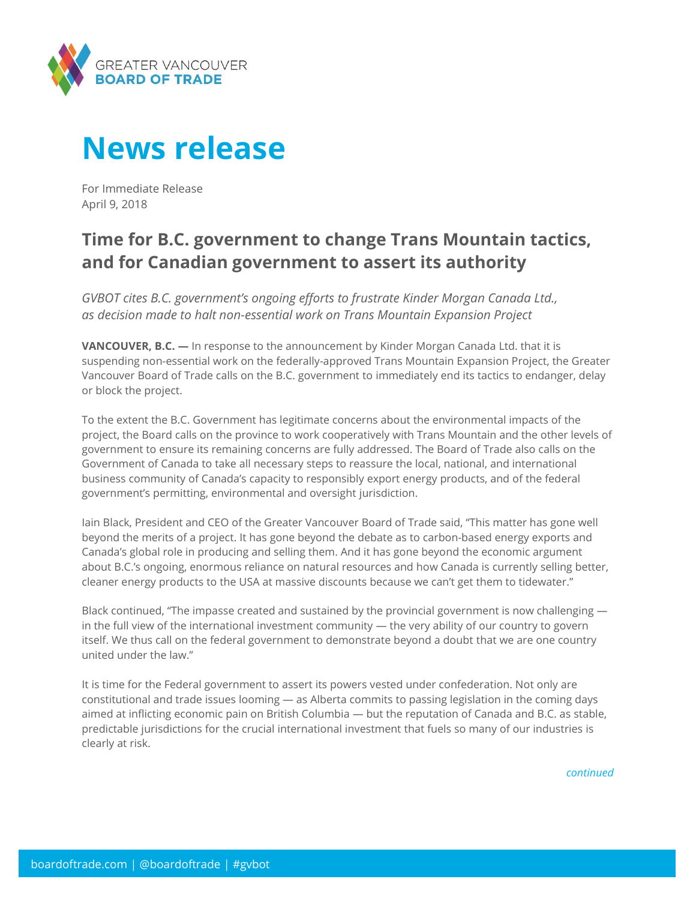GREATER VANCOUVER
**BOARD OF TRADE**

# News release

For Immediate Release
April 9, 2018

## Time for B.C. government to change Trans Mountain tactics, and for Canadian government to assert its authority

*GVBOT cites B.C. government's ongoing efforts to frustrate Kinder Morgan Canada Ltd., as decision made to halt non-essential work on Trans Mountain Expansion Project*

**VANCOUVER, B.C. —** In response to the announcement by Kinder Morgan Canada Ltd. that it is suspending non-essential work on the federally-approved Trans Mountain Expansion Project, the Greater Vancouver Board of Trade calls on the B.C. government to immediately end its tactics to endanger, delay or block the project.

To the extent the B.C. Government has legitimate concerns about the environmental impacts of the project, the Board calls on the province to work cooperatively with Trans Mountain and the other levels of government to ensure its remaining concerns are fully addressed. The Board of Trade also calls on the Government of Canada to take all necessary steps to reassure the local, national, and international business community of Canada's capacity to responsibly export energy products, and of the federal government's permitting, environmental and oversight jurisdiction.

Iain Black, President and CEO of the Greater Vancouver Board of Trade said, "This matter has gone well beyond the merits of a project. It has gone beyond the debate as to carbon-based energy exports and Canada's global role in producing and selling them. And it has gone beyond the economic argument about B.C.'s ongoing, enormous reliance on natural resources and how Canada is currently selling better, cleaner energy products to the USA at massive discounts because we can't get them to tidewater."

Black continued, "The impasse created and sustained by the provincial government is now challenging — in the full view of the international investment community — the very ability of our country to govern itself. We thus call on the federal government to demonstrate beyond a doubt that we are one country united under the law."

It is time for the Federal government to assert its powers vested under confederation. Not only are constitutional and trade issues looming — as Alberta commits to passing legislation in the coming days aimed at inflicting economic pain on British Columbia — but the reputation of Canada and B.C. as stable, predictable jurisdictions for the crucial international investment that fuels so many of our industries is clearly at risk.

*continued*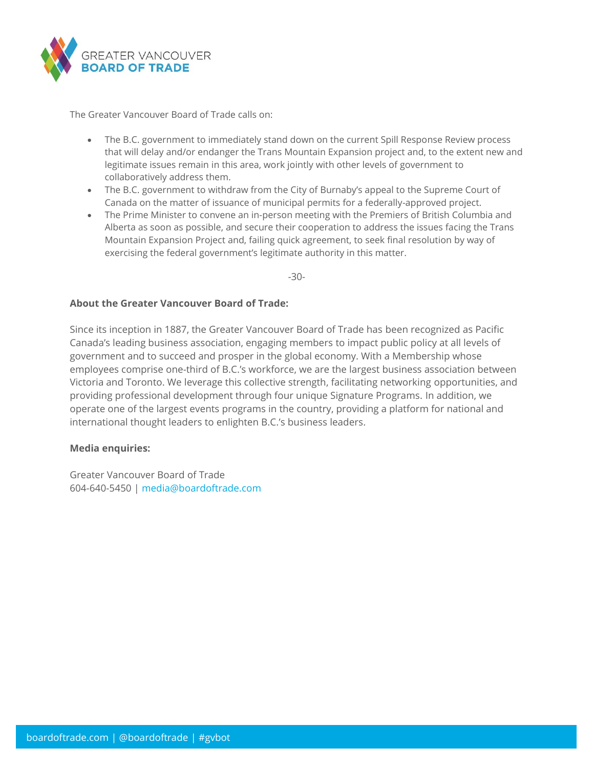The Greater Vancouver Board of Trade calls on:

- The B.C. government to immediately stand down on the current Spill Response Review process that will delay and/or endanger the Trans Mountain Expansion project and, to the extent new and legitimate issues remain in this area, work jointly with other levels of government to collaboratively address them.
- The B.C. government to withdraw from the City of Burnaby's appeal to the Supreme Court of Canada on the matter of issuance of municipal permits for a federally-approved project.
- The Prime Minister to convene an in-person meeting with the Premiers of British Columbia and Alberta as soon as possible, and secure their cooperation to address the issues facing the Trans Mountain Expansion Project and, failing quick agreement, to seek final resolution by way of exercising the federal government's legitimate authority in this matter.

-30-

**About the Greater Vancouver Board of Trade:**

Since its inception in 1887, the Greater Vancouver Board of Trade has been recognized as Pacific Canada's leading business association, engaging members to impact public policy at all levels of government and to succeed and prosper in the global economy. With a Membership whose employees comprise one-third of B.C.'s workforce, we are the largest business association between Victoria and Toronto. We leverage this collective strength, facilitating networking opportunities, and providing professional development through four unique Signature Programs. In addition, we operate one of the largest events programs in the country, providing a platform for national and international thought leaders to enlighten B.C.'s business leaders.

**Media enquiries:**

Greater Vancouver Board of Trade
604-640-5450 | media@boardoftrade.com